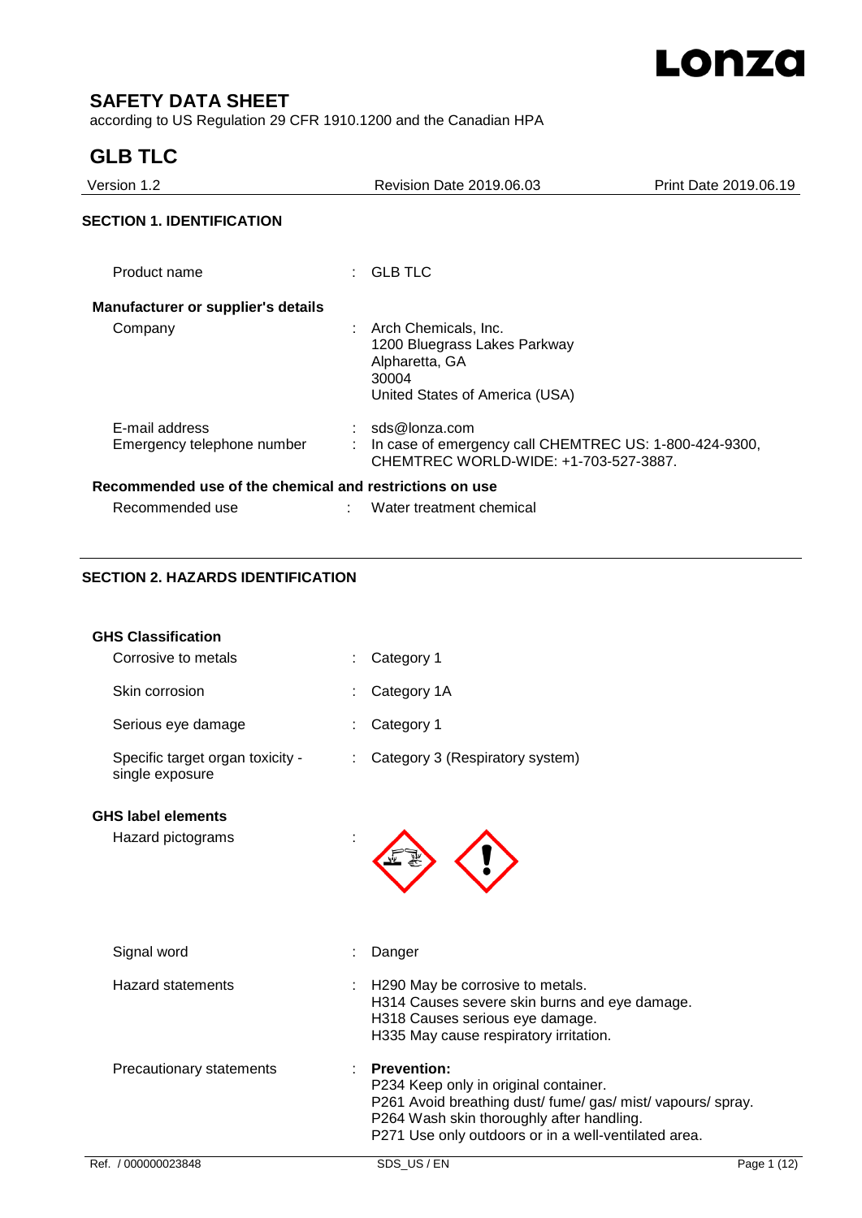# SAFETY DATA SHEET

according to US Regulation 29 CFR 1910.1200 and the Canadian HPA

# GLB TLC

| Version 1.2 | Revision Date 2019.06.03 | Print Date 2019.06.19 |
|---|---|---|

## SECTION 1. IDENTIFICATION

Product name : GLB TLC

**Manufacturer or supplier's details**

Company : Arch Chemicals, Inc.
1200 Bluegrass Lakes Parkway
Alpharetta, GA
30004
United States of America (USA)

E-mail address : sds@lonza.com

Emergency telephone number : In case of emergency call CHEMTREC US: 1-800-424-9300, CHEMTREC WORLD-WIDE: +1-703-527-3887.

**Recommended use of the chemical and restrictions on use**

Recommended use : Water treatment chemical

## SECTION 2. HAZARDS IDENTIFICATION

**GHS Classification**

Corrosive to metals : Category 1

Skin corrosion : Category 1A

Serious eye damage : Category 1

Specific target organ toxicity - single exposure : Category 3 (Respiratory system)

**GHS label elements**

Hazard pictograms :

Signal word : Danger

Hazard statements : H290 May be corrosive to metals.
H314 Causes severe skin burns and eye damage.
H318 Causes serious eye damage.
H335 May cause respiratory irritation.

Precautionary statements : **Prevention:**
P234 Keep only in original container.
P261 Avoid breathing dust/ fume/ gas/ mist/ vapours/ spray.
P264 Wash skin thoroughly after handling.
P271 Use only outdoors or in a well-ventilated area.

Ref. / 000000023848 SDS_US / EN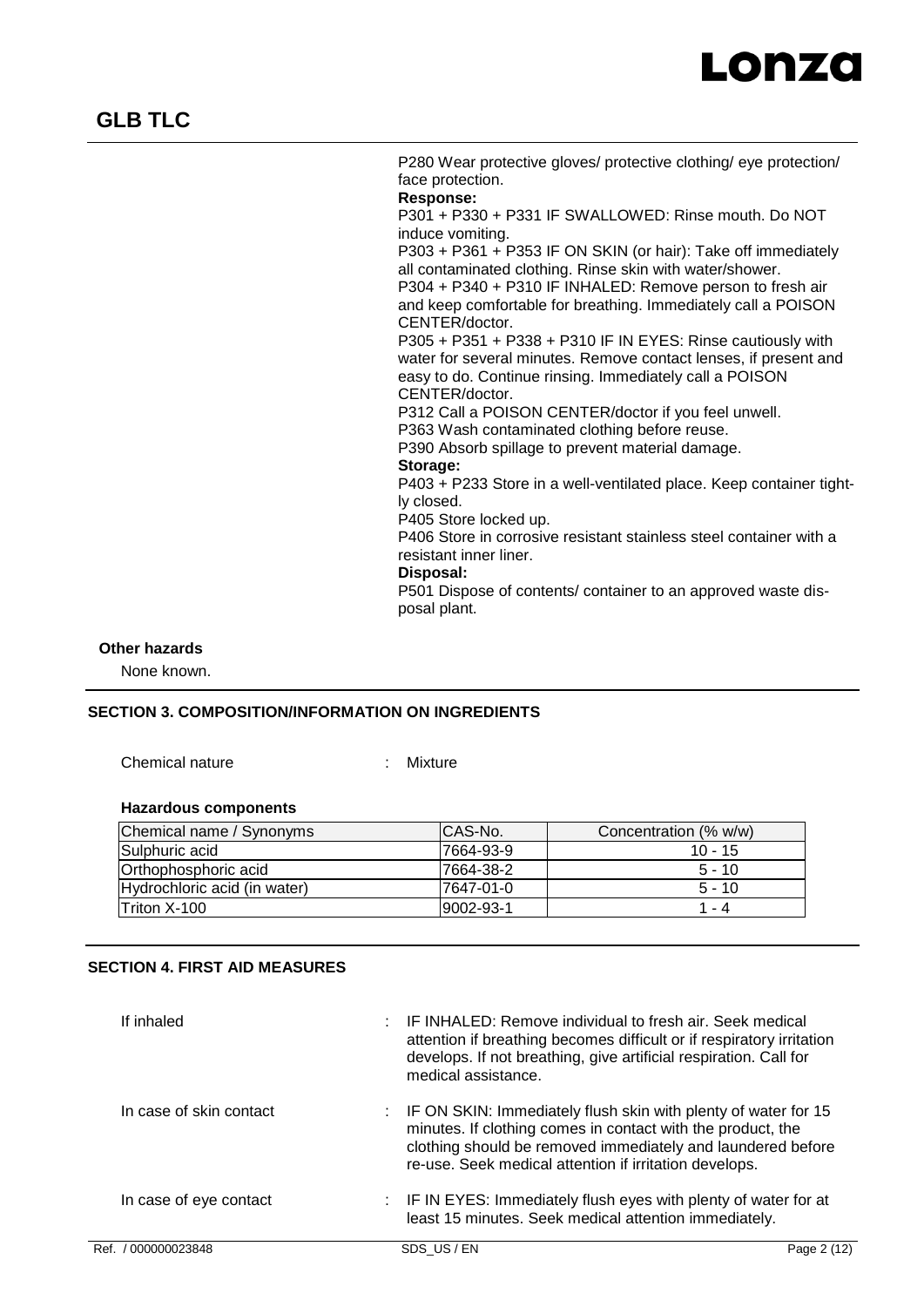P280 Wear protective gloves/ protective clothing/ eye protection/ face protection.

**Response:**

P301 + P330 + P331 IF SWALLOWED: Rinse mouth. Do NOT induce vomiting.
P303 + P361 + P353 IF ON SKIN (or hair): Take off immediately all contaminated clothing. Rinse skin with water/shower.
P304 + P340 + P310 IF INHALED: Remove person to fresh air and keep comfortable for breathing. Immediately call a POISON CENTER/doctor.
P305 + P351 + P338 + P310 IF IN EYES: Rinse cautiously with water for several minutes. Remove contact lenses, if present and easy to do. Continue rinsing. Immediately call a POISON CENTER/doctor.
P312 Call a POISON CENTER/doctor if you feel unwell.
P363 Wash contaminated clothing before reuse.
P390 Absorb spillage to prevent material damage.

**Storage:**

P403 + P233 Store in a well-ventilated place. Keep container tightly closed.
P405 Store locked up.
P406 Store in corrosive resistant stainless steel container with a resistant inner liner.

**Disposal:**

P501 Dispose of contents/ container to an approved waste disposal plant.

**Other hazards**

None known.

## SECTION 3. COMPOSITION/INFORMATION ON INGREDIENTS

Chemical nature : Mixture

**Hazardous components**

| Chemical name / Synonyms | CAS-No. | Concentration (% w/w) |
|---|---|---|
| Sulphuric acid | 7664-93-9 | 10 - 15 |
| Orthophosphoric acid | 7664-38-2 | 5 - 10 |
| Hydrochloric acid (in water) | 7647-01-0 | 5 - 10 |
| Triton X-100 | 9002-93-1 | 1 - 4 |

## SECTION 4. FIRST AID MEASURES

If inhaled : IF INHALED: Remove individual to fresh air. Seek medical attention if breathing becomes difficult or if respiratory irritation develops. If not breathing, give artificial respiration. Call for medical assistance.

In case of skin contact : IF ON SKIN: Immediately flush skin with plenty of water for 15 minutes. If clothing comes in contact with the product, the clothing should be removed immediately and laundered before re-use. Seek medical attention if irritation develops.

In case of eye contact : IF IN EYES: Immediately flush eyes with plenty of water for at least 15 minutes. Seek medical attention immediately.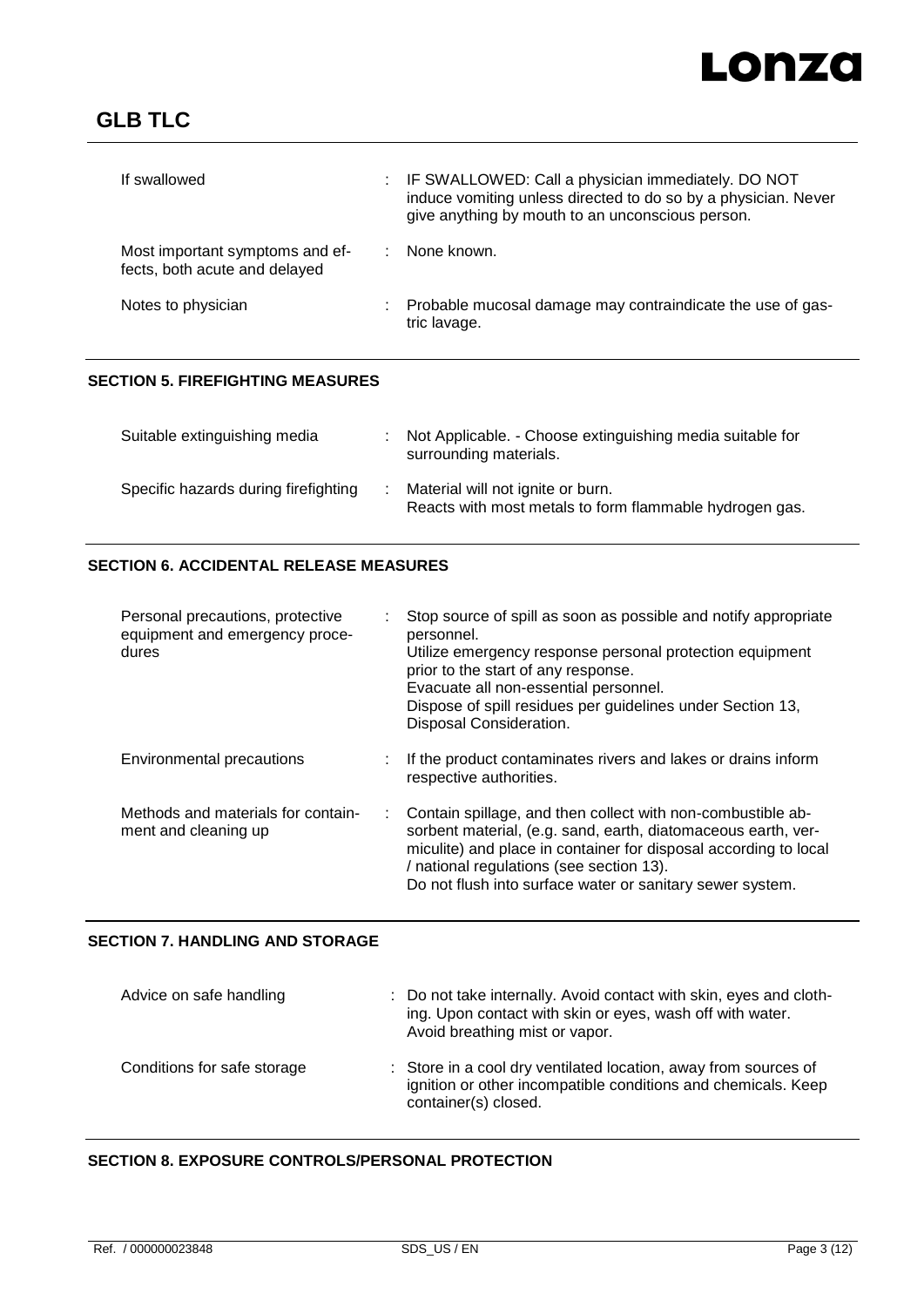| | |
|---|---|
| If swallowed | : IF SWALLOWED: Call a physician immediately. DO NOT induce vomiting unless directed to do so by a physician. Never give anything by mouth to an unconscious person. |
| Most important symptoms and effects, both acute and delayed | : None known. |
| Notes to physician | : Probable mucosal damage may contraindicate the use of gastric lavage. |

## SECTION 5. FIREFIGHTING MEASURES

| | |
|---|---|
| Suitable extinguishing media | : Not Applicable. - Choose extinguishing media suitable for surrounding materials. |
| Specific hazards during firefighting | : Material will not ignite or burn. Reacts with most metals to form flammable hydrogen gas. |

## SECTION 6. ACCIDENTAL RELEASE MEASURES

| | |
|---|---|
| Personal precautions, protective equipment and emergency procedures | : Stop source of spill as soon as possible and notify appropriate personnel. Utilize emergency response personal protection equipment prior to the start of any response. Evacuate all non-essential personnel. Dispose of spill residues per guidelines under Section 13, Disposal Consideration. |
| Environmental precautions | : If the product contaminates rivers and lakes or drains inform respective authorities. |
| Methods and materials for containment and cleaning up | : Contain spillage, and then collect with non-combustible absorbent material, (e.g. sand, earth, diatomaceous earth, vermiculite) and place in container for disposal according to local / national regulations (see section 13). Do not flush into surface water or sanitary sewer system. |

## SECTION 7. HANDLING AND STORAGE

| | |
|---|---|
| Advice on safe handling | : Do not take internally. Avoid contact with skin, eyes and clothing. Upon contact with skin or eyes, wash off with water. Avoid breathing mist or vapor. |
| Conditions for safe storage | : Store in a cool dry ventilated location, away from sources of ignition or other incompatible conditions and chemicals. Keep container(s) closed. |

## SECTION 8. EXPOSURE CONTROLS/PERSONAL PROTECTION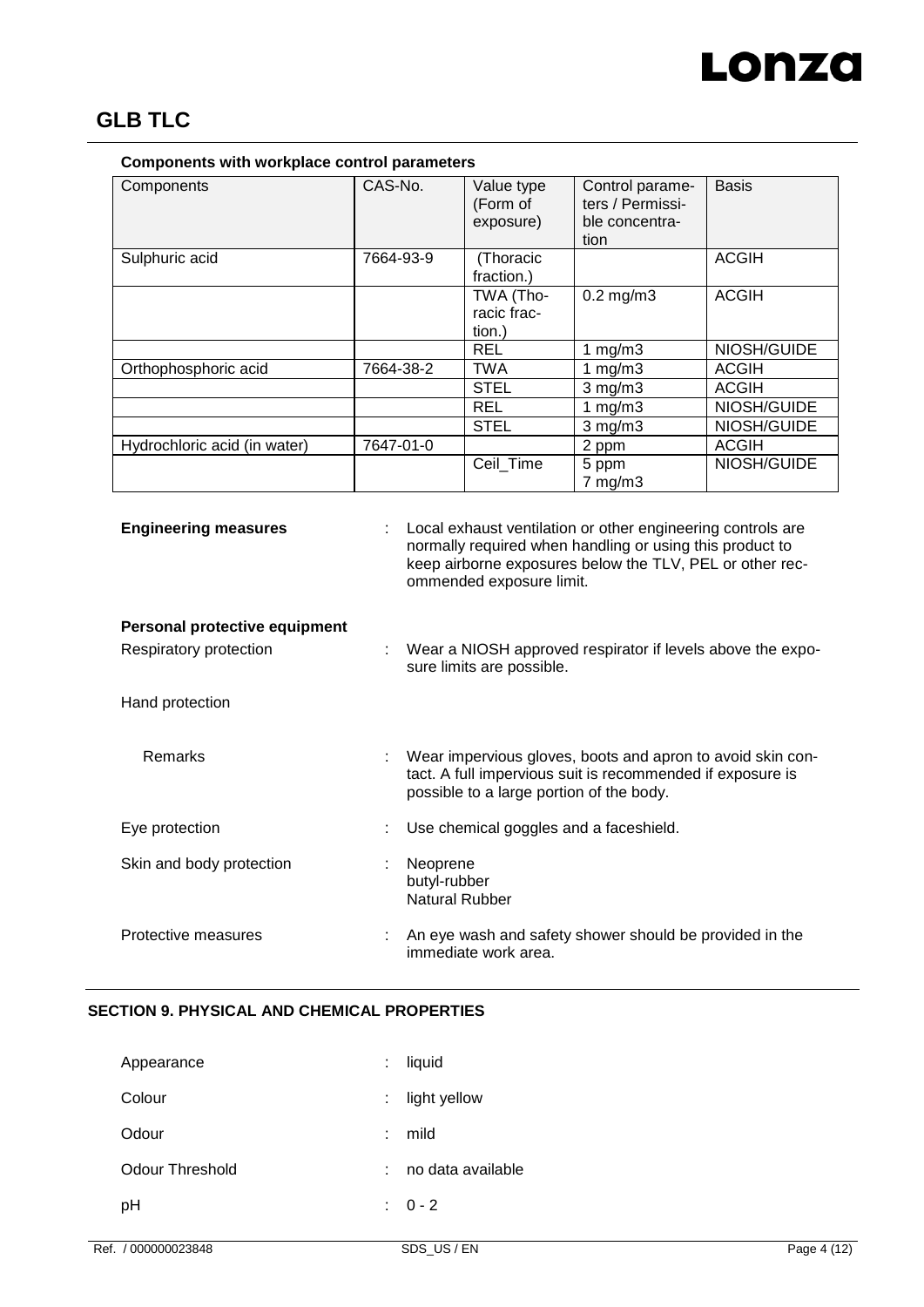## GLB TLC

**Components with workplace control parameters**

| Components | CAS-No. | Value type (Form of exposure) | Control parameters / Permissible concentration | Basis |
|---|---|---|---|---|
| Sulphuric acid | 7664-93-9 | (Thoracic fraction.) | | ACGIH |
| | | TWA (Thoracic fraction.) | 0.2 mg/m3 | ACGIH |
| | | REL | 1 mg/m3 | NIOSH/GUIDE |
| Orthophosphoric acid | 7664-38-2 | TWA | 1 mg/m3 | ACGIH |
| | | STEL | 3 mg/m3 | ACGIH |
| | | REL | 1 mg/m3 | NIOSH/GUIDE |
| | | STEL | 3 mg/m3 | NIOSH/GUIDE |
| Hydrochloric acid (in water) | 7647-01-0 | | 2 ppm | ACGIH |
| | | Ceil_Time | 5 ppm 7 mg/m3 | NIOSH/GUIDE |

**Engineering measures** : Local exhaust ventilation or other engineering controls are normally required when handling or using this product to keep airborne exposures below the TLV, PEL or other recommended exposure limit.

**Personal protective equipment**

Respiratory protection : Wear a NIOSH approved respirator if levels above the exposure limits are possible.

Hand protection

Remarks : Wear impervious gloves, boots and apron to avoid skin contact. A full impervious suit is recommended if exposure is possible to a large portion of the body.

Eye protection : Use chemical goggles and a faceshield.

Skin and body protection : Neoprene
butyl-rubber
Natural Rubber

Protective measures : An eye wash and safety shower should be provided in the immediate work area.

## SECTION 9. PHYSICAL AND CHEMICAL PROPERTIES

Appearance : liquid

Colour : light yellow

Odour : mild

Odour Threshold : no data available

pH : 0 - 2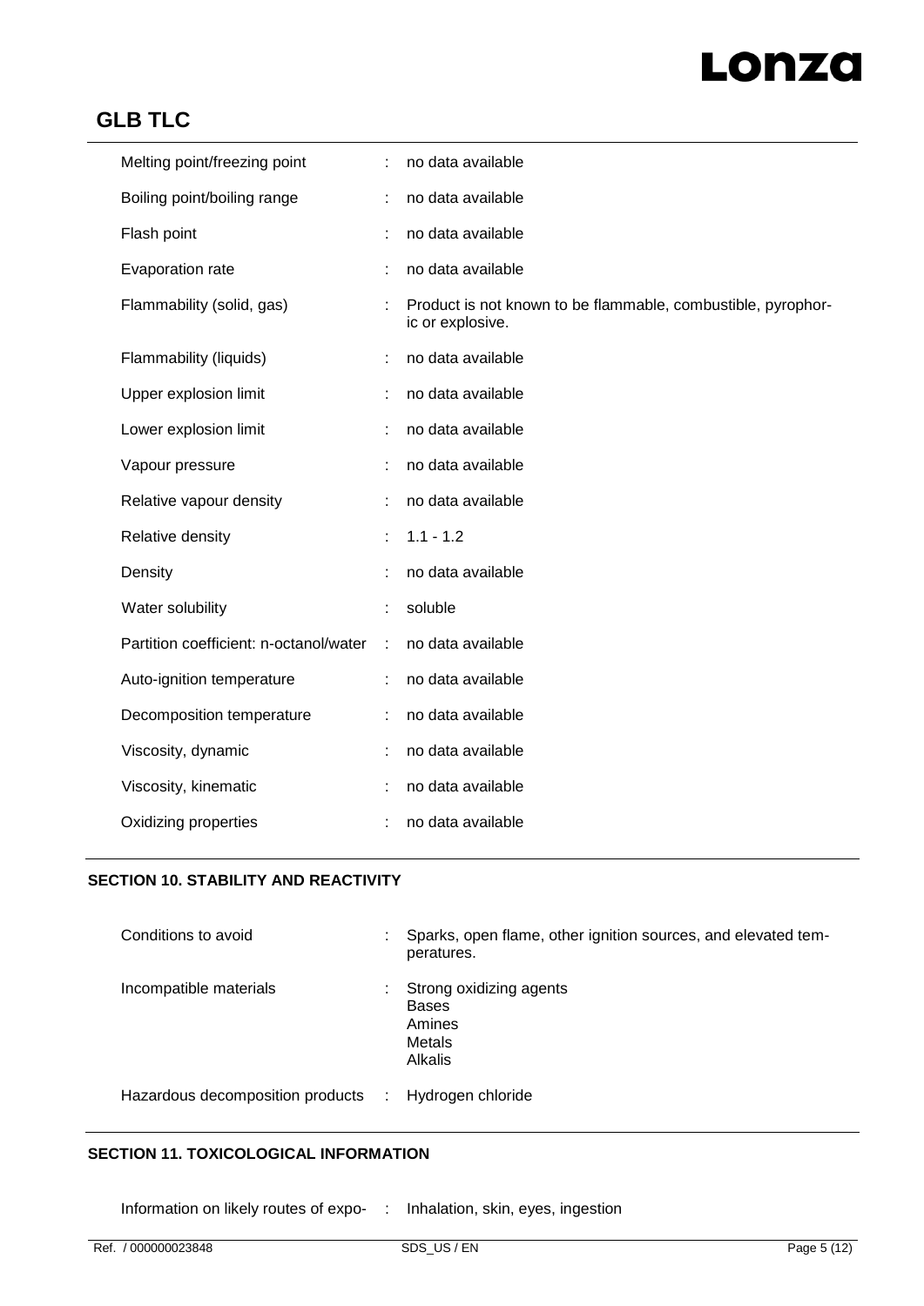| | | |
|---|---|---|
| Melting point/freezing point | : | no data available |
| Boiling point/boiling range | : | no data available |
| Flash point | : | no data available |
| Evaporation rate | : | no data available |
| Flammability (solid, gas) | : | Product is not known to be flammable, combustible, pyrophoric or explosive. |
| Flammability (liquids) | : | no data available |
| Upper explosion limit | : | no data available |
| Lower explosion limit | : | no data available |
| Vapour pressure | : | no data available |
| Relative vapour density | : | no data available |
| Relative density | : | 1.1 - 1.2 |
| Density | : | no data available |
| Water solubility | : | soluble |
| Partition coefficient: n-octanol/water | : | no data available |
| Auto-ignition temperature | : | no data available |
| Decomposition temperature | : | no data available |
| Viscosity, dynamic | : | no data available |
| Viscosity, kinematic | : | no data available |
| Oxidizing properties | : | no data available |

## SECTION 10. STABILITY AND REACTIVITY

| | | |
|---|---|---|
| Conditions to avoid | : | Sparks, open flame, other ignition sources, and elevated temperatures. |
| Incompatible materials | : | Strong oxidizing agents<br>Bases<br>Amines<br>Metals<br>Alkalis |
| Hazardous decomposition products | : | Hydrogen chloride |

## SECTION 11. TOXICOLOGICAL INFORMATION

Information on likely routes of expo- : Inhalation, skin, eyes, ingestion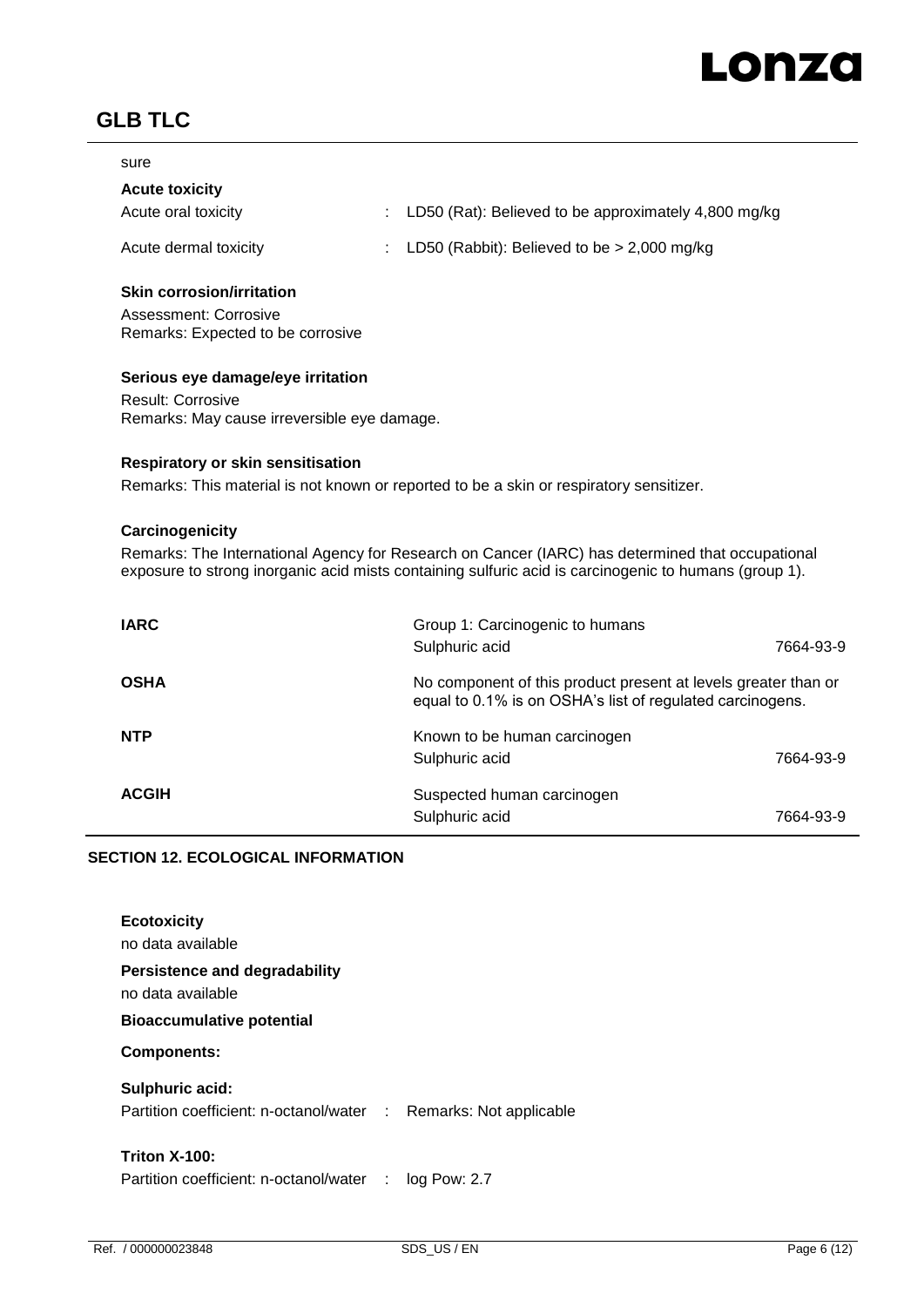sure

**Acute toxicity**

Acute oral toxicity : LD50 (Rat): Believed to be approximately 4,800 mg/kg

Acute dermal toxicity : LD50 (Rabbit): Believed to be > 2,000 mg/kg

**Skin corrosion/irritation**

Assessment: Corrosive
Remarks: Expected to be corrosive

**Serious eye damage/eye irritation**

Result: Corrosive
Remarks: May cause irreversible eye damage.

**Respiratory or skin sensitisation**

Remarks: This material is not known or reported to be a skin or respiratory sensitizer.

**Carcinogenicity**

Remarks: The International Agency for Research on Cancer (IARC) has determined that occupational exposure to strong inorganic acid mists containing sulfuric acid is carcinogenic to humans (group 1).

| | | |
|---|---|---|
| **IARC** | Group 1: Carcinogenic to humans | |
| | Sulphuric acid | 7664-93-9 |
| **OSHA** | No component of this product present at levels greater than or equal to 0.1% is on OSHA's list of regulated carcinogens. | |
| **NTP** | Known to be human carcinogen | |
| | Sulphuric acid | 7664-93-9 |
| **ACGIH** | Suspected human carcinogen | |
| | Sulphuric acid | 7664-93-9 |

## SECTION 12. ECOLOGICAL INFORMATION

**Ecotoxicity**

no data available

**Persistence and degradability**

no data available

**Bioaccumulative potential**

**Components:**

**Sulphuric acid:**

Partition coefficient: n-octanol/water : Remarks: Not applicable

**Triton X-100:**

Partition coefficient: n-octanol/water : log Pow: 2.7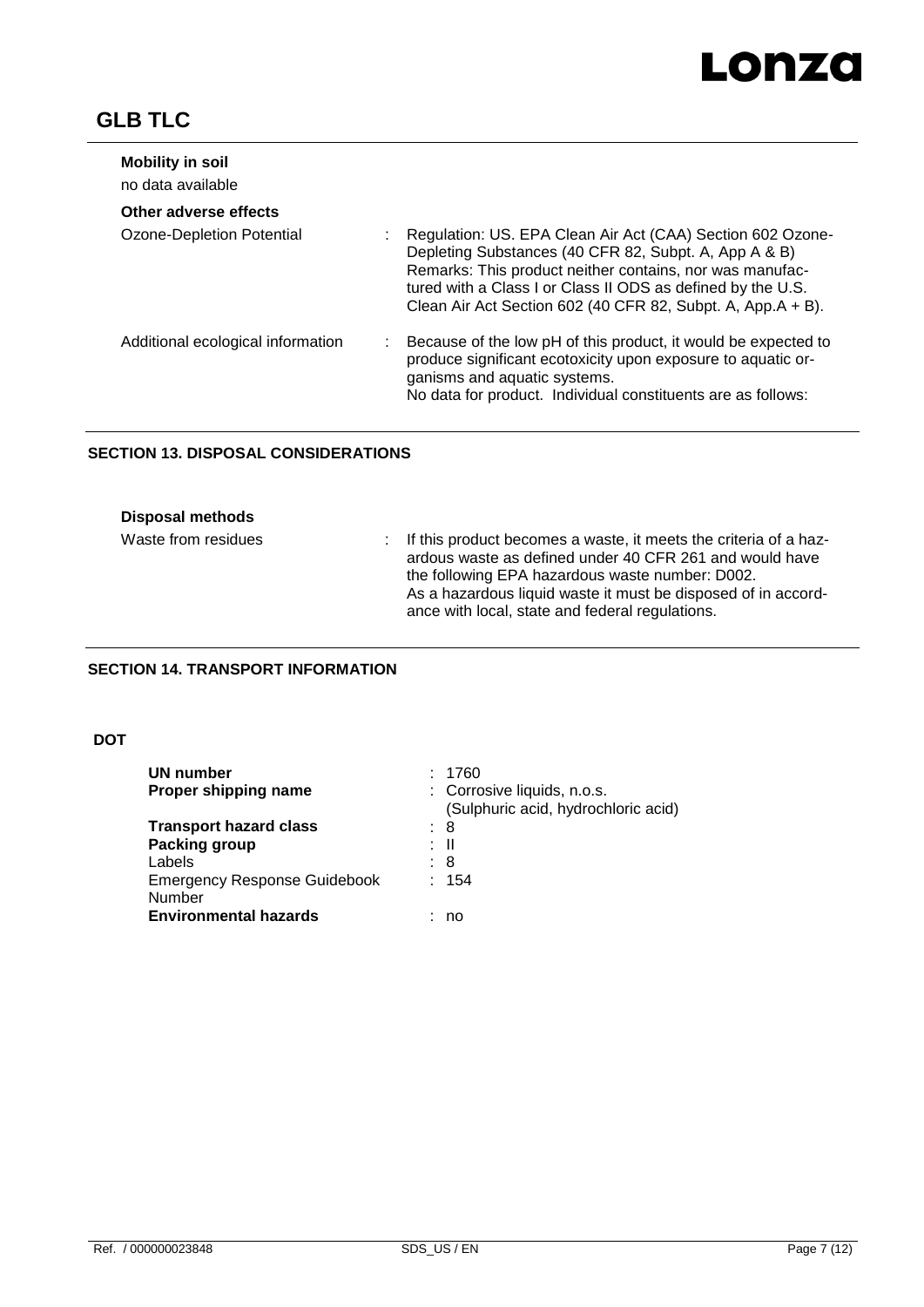**Mobility in soil**

no data available

**Other adverse effects**

| | |
|---|---|
| Ozone-Depletion Potential | Regulation: US. EPA Clean Air Act (CAA) Section 602 Ozone-Depleting Substances (40 CFR 82, Subpt. A, App A & B)<br>Remarks: This product neither contains, nor was manufactured with a Class I or Class II ODS as defined by the U.S. Clean Air Act Section 602 (40 CFR 82, Subpt. A, App.A + B). |
| Additional ecological information | Because of the low pH of this product, it would be expected to produce significant ecotoxicity upon exposure to aquatic organisms and aquatic systems.<br>No data for product. Individual constituents are as follows: |

## SECTION 13. DISPOSAL CONSIDERATIONS

**Disposal methods**

| | |
|---|---|
| Waste from residues | If this product becomes a waste, it meets the criteria of a hazardous waste as defined under 40 CFR 261 and would have the following EPA hazardous waste number: D002.<br>As a hazardous liquid waste it must be disposed of in accordance with local, state and federal regulations. |

## SECTION 14. TRANSPORT INFORMATION

**DOT**

| | |
|---|---|
| **UN number** | 1760 |
| **Proper shipping name** | Corrosive liquids, n.o.s.<br>(Sulphuric acid, hydrochloric acid) |
| **Transport hazard class** | 8 |
| **Packing group** | II |
| Labels | 8 |
| Emergency Response Guidebook Number | 154 |
| **Environmental hazards** | no |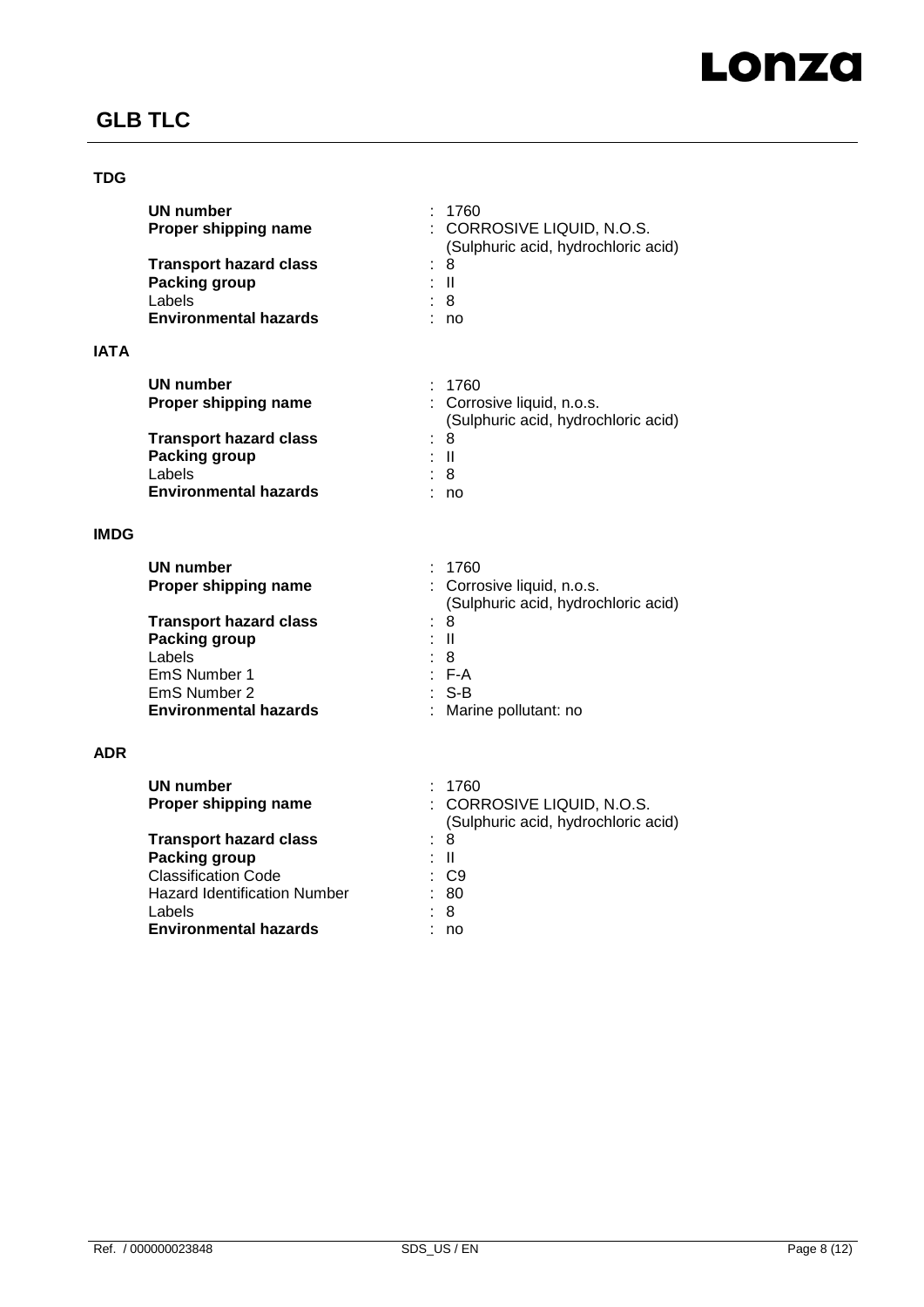**TDG**

| | | |
|---|---|---|
| **UN number** | : | 1760 |
| **Proper shipping name** | : | CORROSIVE LIQUID, N.O.S. (Sulphuric acid, hydrochloric acid) |
| **Transport hazard class** | : | 8 |
| **Packing group** | : | II |
| Labels | : | 8 |
| **Environmental hazards** | : | no |

**IATA**

| | | |
|---|---|---|
| **UN number** | : | 1760 |
| **Proper shipping name** | : | Corrosive liquid, n.o.s. (Sulphuric acid, hydrochloric acid) |
| **Transport hazard class** | : | 8 |
| **Packing group** | : | II |
| Labels | : | 8 |
| **Environmental hazards** | : | no |

**IMDG**

| | | |
|---|---|---|
| **UN number** | : | 1760 |
| **Proper shipping name** | : | Corrosive liquid, n.o.s. (Sulphuric acid, hydrochloric acid) |
| **Transport hazard class** | : | 8 |
| **Packing group** | : | II |
| Labels | : | 8 |
| EmS Number 1 | : | F-A |
| EmS Number 2 | : | S-B |
| **Environmental hazards** | : | Marine pollutant: no |

**ADR**

| | | |
|---|---|---|
| **UN number** | : | 1760 |
| **Proper shipping name** | : | CORROSIVE LIQUID, N.O.S. (Sulphuric acid, hydrochloric acid) |
| **Transport hazard class** | : | 8 |
| **Packing group** | : | II |
| Classification Code | : | C9 |
| Hazard Identification Number | : | 80 |
| Labels | : | 8 |
| **Environmental hazards** | : | no |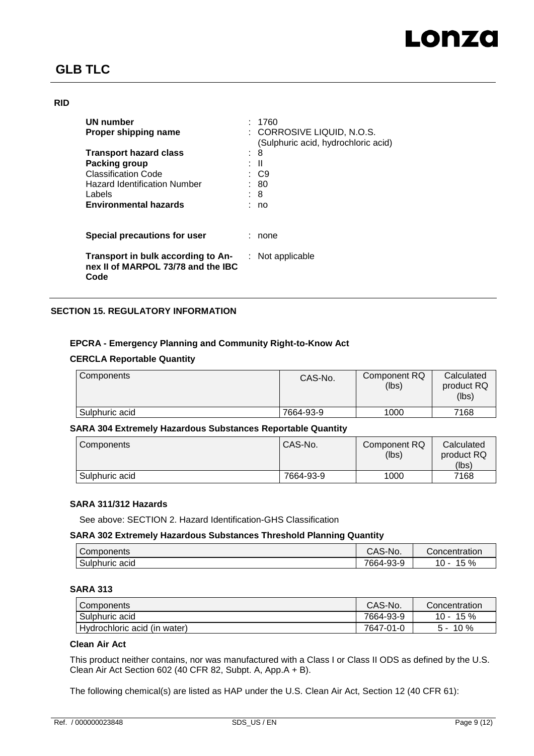**RID**

| | | |
|---|---|---|
| **UN number** | : | 1760 |
| **Proper shipping name** | : | CORROSIVE LIQUID, N.O.S. (Sulphuric acid, hydrochloric acid) |
| **Transport hazard class** | : | 8 |
| **Packing group** | : | II |
| Classification Code | : | C9 |
| Hazard Identification Number | : | 80 |
| Labels | : | 8 |
| **Environmental hazards** | : | no |
| **Special precautions for user** | : | none |
| **Transport in bulk according to Annex II of MARPOL 73/78 and the IBC Code** | : | Not applicable |

## SECTION 15. REGULATORY INFORMATION

### EPCRA - Emergency Planning and Community Right-to-Know Act

#### CERCLA Reportable Quantity

| Components | CAS-No. | Component RQ (lbs) | Calculated product RQ (lbs) |
|---|---|---|---|
| Sulphuric acid | 7664-93-9 | 1000 | 7168 |

#### SARA 304 Extremely Hazardous Substances Reportable Quantity

| Components | CAS-No. | Component RQ (lbs) | Calculated product RQ (lbs) |
|---|---|---|---|
| Sulphuric acid | 7664-93-9 | 1000 | 7168 |

#### SARA 311/312 Hazards

See above: SECTION 2. Hazard Identification-GHS Classification

#### SARA 302 Extremely Hazardous Substances Threshold Planning Quantity

| Components | CAS-No. | Concentration |
|---|---|---|
| Sulphuric acid | 7664-93-9 | 10 - 15 % |

#### SARA 313

| Components | CAS-No. | Concentration |
|---|---|---|
| Sulphuric acid | 7664-93-9 | 10 - 15 % |
| Hydrochloric acid (in water) | 7647-01-0 | 5 - 10 % |

#### Clean Air Act

This product neither contains, nor was manufactured with a Class I or Class II ODS as defined by the U.S. Clean Air Act Section 602 (40 CFR 82, Subpt. A, App.A + B).

The following chemical(s) are listed as HAP under the U.S. Clean Air Act, Section 12 (40 CFR 61):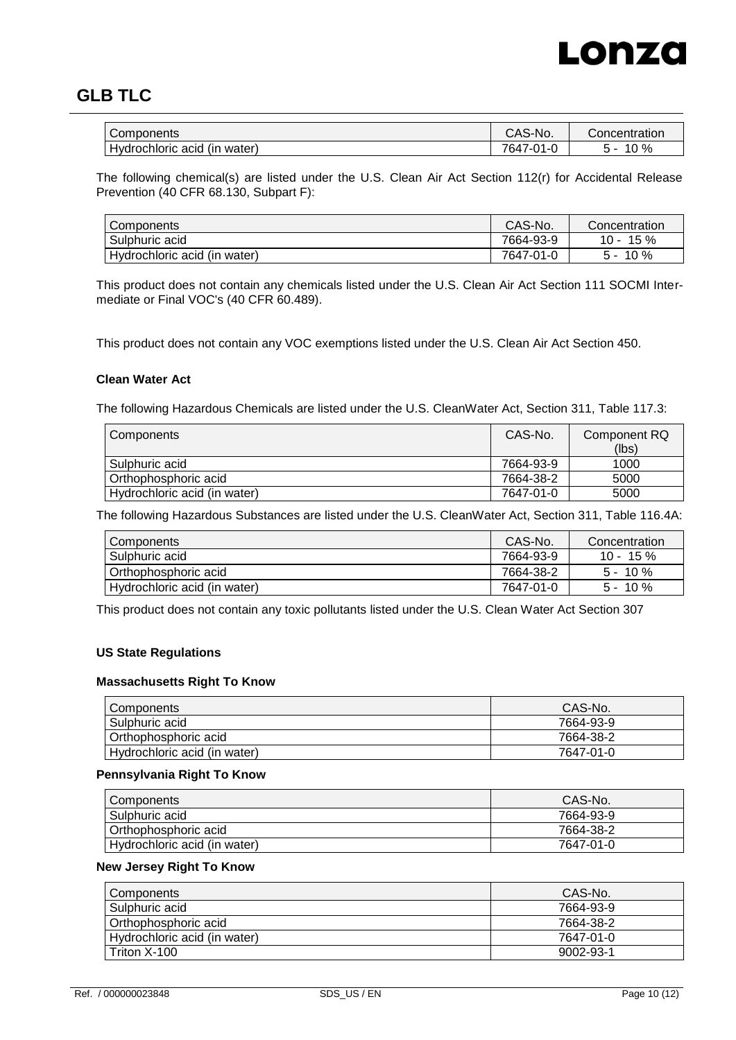| Components | CAS-No. | Concentration |
|---|---|---|
| Hydrochloric acid (in water) | 7647-01-0 | 5 - 10 % |

The following chemical(s) are listed under the U.S. Clean Air Act Section 112(r) for Accidental Release Prevention (40 CFR 68.130, Subpart F):

| Components | CAS-No. | Concentration |
|---|---|---|
| Sulphuric acid | 7664-93-9 | 10 - 15 % |
| Hydrochloric acid (in water) | 7647-01-0 | 5 - 10 % |

This product does not contain any chemicals listed under the U.S. Clean Air Act Section 111 SOCMI Intermediate or Final VOC's (40 CFR 60.489).

This product does not contain any VOC exemptions listed under the U.S. Clean Air Act Section 450.

**Clean Water Act**

The following Hazardous Chemicals are listed under the U.S. CleanWater Act, Section 311, Table 117.3:

| Components | CAS-No. | Component RQ (lbs) |
|---|---|---|
| Sulphuric acid | 7664-93-9 | 1000 |
| Orthophosphoric acid | 7664-38-2 | 5000 |
| Hydrochloric acid (in water) | 7647-01-0 | 5000 |

The following Hazardous Substances are listed under the U.S. CleanWater Act, Section 311, Table 116.4A:

| Components | CAS-No. | Concentration |
|---|---|---|
| Sulphuric acid | 7664-93-9 | 10 - 15 % |
| Orthophosphoric acid | 7664-38-2 | 5 - 10 % |
| Hydrochloric acid (in water) | 7647-01-0 | 5 - 10 % |

This product does not contain any toxic pollutants listed under the U.S. Clean Water Act Section 307

**US State Regulations**

**Massachusetts Right To Know**

| Components | CAS-No. |
|---|---|
| Sulphuric acid | 7664-93-9 |
| Orthophosphoric acid | 7664-38-2 |
| Hydrochloric acid (in water) | 7647-01-0 |

**Pennsylvania Right To Know**

| Components | CAS-No. |
|---|---|
| Sulphuric acid | 7664-93-9 |
| Orthophosphoric acid | 7664-38-2 |
| Hydrochloric acid (in water) | 7647-01-0 |

**New Jersey Right To Know**

| Components | CAS-No. |
|---|---|
| Sulphuric acid | 7664-93-9 |
| Orthophosphoric acid | 7664-38-2 |
| Hydrochloric acid (in water) | 7647-01-0 |
| Triton X-100 | 9002-93-1 |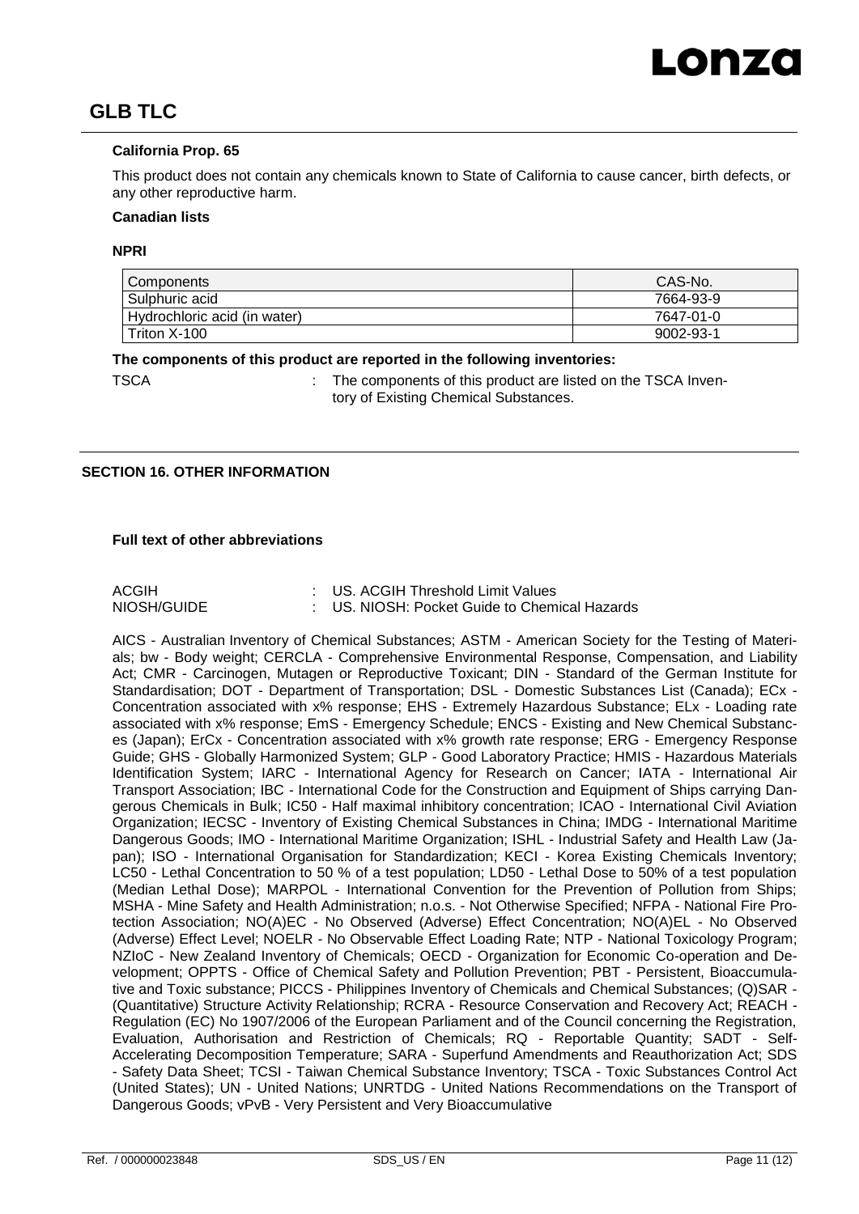**California Prop. 65**

This product does not contain any chemicals known to State of California to cause cancer, birth defects, or any other reproductive harm.

**Canadian lists**

**NPRI**

| Components | CAS-No. |
| --- | --- |
| Sulphuric acid | 7664-93-9 |
| Hydrochloric acid (in water) | 7647-01-0 |
| Triton X-100 | 9002-93-1 |

**The components of this product are reported in the following inventories:**

TSCA : The components of this product are listed on the TSCA Inventory of Existing Chemical Substances.

## SECTION 16. OTHER INFORMATION

**Full text of other abbreviations**

ACGIH : US. ACGIH Threshold Limit Values
NIOSH/GUIDE : US. NIOSH: Pocket Guide to Chemical Hazards

AICS - Australian Inventory of Chemical Substances; ASTM - American Society for the Testing of Materials; bw - Body weight; CERCLA - Comprehensive Environmental Response, Compensation, and Liability Act; CMR - Carcinogen, Mutagen or Reproductive Toxicant; DIN - Standard of the German Institute for Standardisation; DOT - Department of Transportation; DSL - Domestic Substances List (Canada); ECx - Concentration associated with x% response; EHS - Extremely Hazardous Substance; ELx - Loading rate associated with x% response; EmS - Emergency Schedule; ENCS - Existing and New Chemical Substances (Japan); ErCx - Concentration associated with x% growth rate response; ERG - Emergency Response Guide; GHS - Globally Harmonized System; GLP - Good Laboratory Practice; HMIS - Hazardous Materials Identification System; IARC - International Agency for Research on Cancer; IATA - International Air Transport Association; IBC - International Code for the Construction and Equipment of Ships carrying Dangerous Chemicals in Bulk; IC50 - Half maximal inhibitory concentration; ICAO - International Civil Aviation Organization; IECSC - Inventory of Existing Chemical Substances in China; IMDG - International Maritime Dangerous Goods; IMO - International Maritime Organization; ISHL - Industrial Safety and Health Law (Japan); ISO - International Organisation for Standardization; KECI - Korea Existing Chemicals Inventory; LC50 - Lethal Concentration to 50 % of a test population; LD50 - Lethal Dose to 50% of a test population (Median Lethal Dose); MARPOL - International Convention for the Prevention of Pollution from Ships; MSHA - Mine Safety and Health Administration; n.o.s. - Not Otherwise Specified; NFPA - National Fire Protection Association; NO(A)EC - No Observed (Adverse) Effect Concentration; NO(A)EL - No Observed (Adverse) Effect Level; NOELR - No Observable Effect Loading Rate; NTP - National Toxicology Program; NZIoC - New Zealand Inventory of Chemicals; OECD - Organization for Economic Co-operation and Development; OPPTS - Office of Chemical Safety and Pollution Prevention; PBT - Persistent, Bioaccumulative and Toxic substance; PICCS - Philippines Inventory of Chemicals and Chemical Substances; (Q)SAR - (Quantitative) Structure Activity Relationship; RCRA - Resource Conservation and Recovery Act; REACH - Regulation (EC) No 1907/2006 of the European Parliament and of the Council concerning the Registration, Evaluation, Authorisation and Restriction of Chemicals; RQ - Reportable Quantity; SADT - Self-Accelerating Decomposition Temperature; SARA - Superfund Amendments and Reauthorization Act; SDS - Safety Data Sheet; TCSI - Taiwan Chemical Substance Inventory; TSCA - Toxic Substances Control Act (United States); UN - United Nations; UNRTDG - United Nations Recommendations on the Transport of Dangerous Goods; vPvB - Very Persistent and Very Bioaccumulative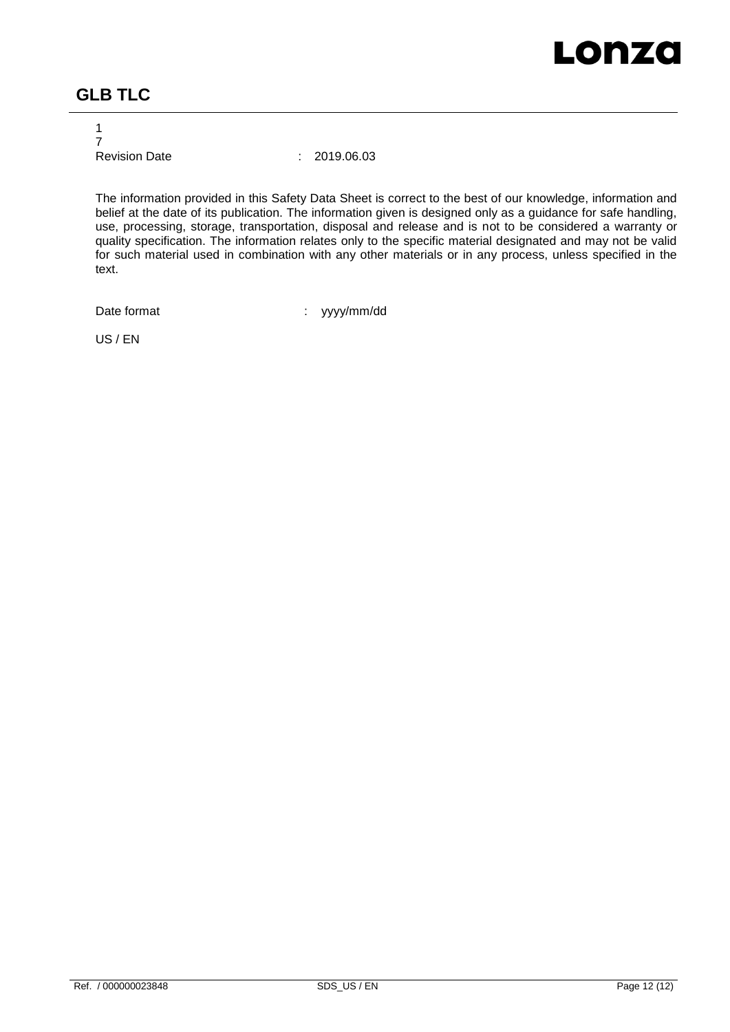1
7
Revision Date : 2019.06.03

The information provided in this Safety Data Sheet is correct to the best of our knowledge, information and belief at the date of its publication. The information given is designed only as a guidance for safe handling, use, processing, storage, transportation, disposal and release and is not to be considered a warranty or quality specification. The information relates only to the specific material designated and may not be valid for such material used in combination with any other materials or in any process, unless specified in the text.

Date format : yyyy/mm/dd

US / EN